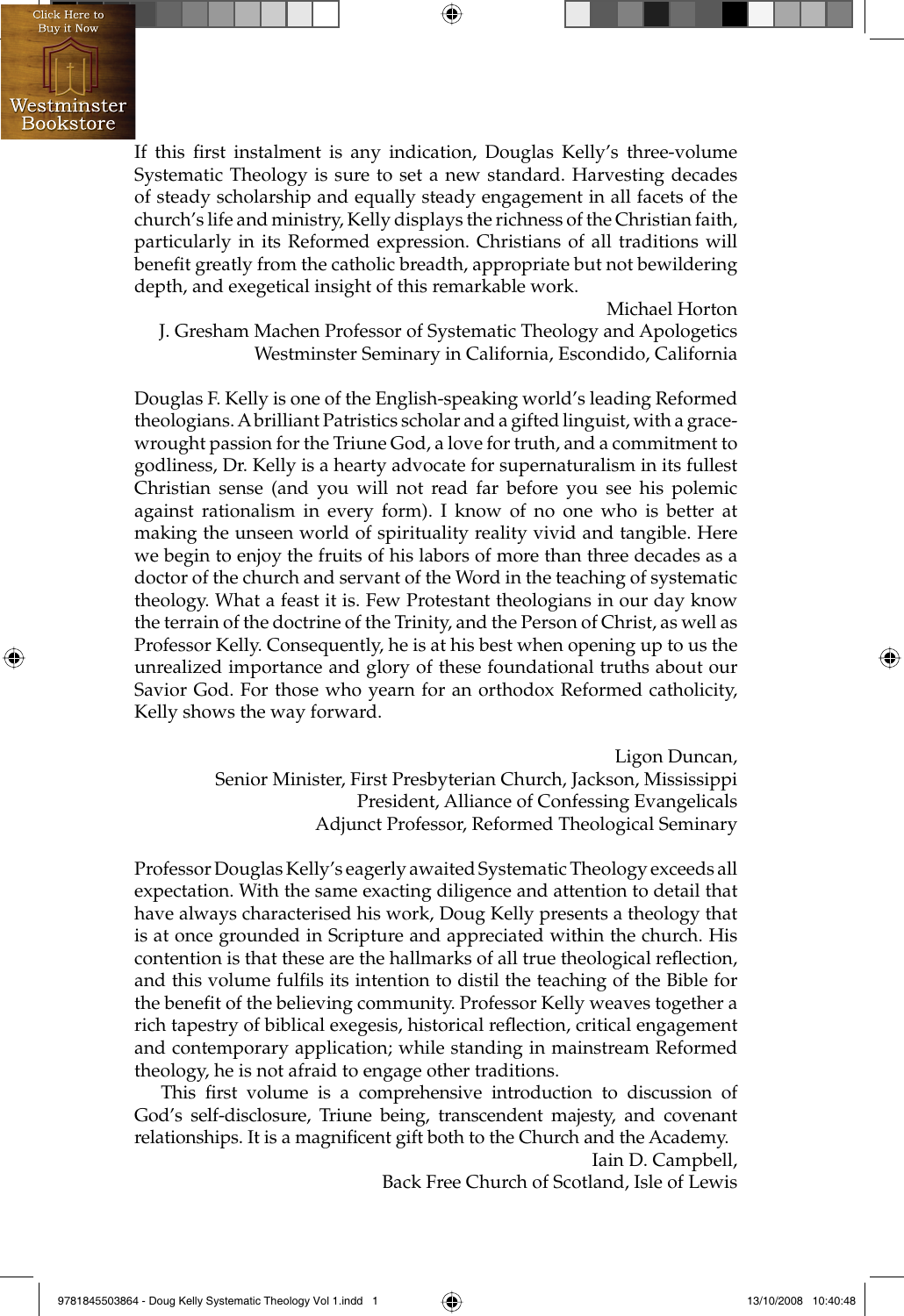If this first instalment is any indication, Douglas Kelly's three-volume Systematic Theology is sure to set a new standard. Harvesting decades of steady scholarship and equally steady engagement in all facets of the church's life and ministry, Kelly displays the richness of the Christian faith, particularly in its Reformed expression. Christians of all traditions will benefit greatly from the catholic breadth, appropriate but not bewildering depth, and exegetical insight of this remarkable work.

Michael Horton
J. Gresham Machen Professor of Systematic Theology and Apologetics
Westminster Seminary in California, Escondido, California

Douglas F. Kelly is one of the English-speaking world's leading Reformed theologians. A brilliant Patristics scholar and a gifted linguist, with a grace-wrought passion for the Triune God, a love for truth, and a commitment to godliness, Dr. Kelly is a hearty advocate for supernaturalism in its fullest Christian sense (and you will not read far before you see his polemic against rationalism in every form). I know of no one who is better at making the unseen world of spirituality reality vivid and tangible. Here we begin to enjoy the fruits of his labors of more than three decades as a doctor of the church and servant of the Word in the teaching of systematic theology. What a feast it is. Few Protestant theologians in our day know the terrain of the doctrine of the Trinity, and the Person of Christ, as well as Professor Kelly. Consequently, he is at his best when opening up to us the unrealized importance and glory of these foundational truths about our Savior God. For those who yearn for an orthodox Reformed catholicity, Kelly shows the way forward.

Ligon Duncan,
Senior Minister, First Presbyterian Church, Jackson, Mississippi
President, Alliance of Confessing Evangelicals
Adjunct Professor, Reformed Theological Seminary

Professor Douglas Kelly's eagerly awaited Systematic Theology exceeds all expectation. With the same exacting diligence and attention to detail that have always characterised his work, Doug Kelly presents a theology that is at once grounded in Scripture and appreciated within the church. His contention is that these are the hallmarks of all true theological reflection, and this volume fulfils its intention to distil the teaching of the Bible for the benefit of the believing community. Professor Kelly weaves together a rich tapestry of biblical exegesis, historical reflection, critical engagement and contemporary application; while standing in mainstream Reformed theology, he is not afraid to engage other traditions.

This first volume is a comprehensive introduction to discussion of God's self-disclosure, Triune being, transcendent majesty, and covenant relationships. It is a magnificent gift both to the Church and the Academy.

Iain D. Campbell,
Back Free Church of Scotland, Isle of Lewis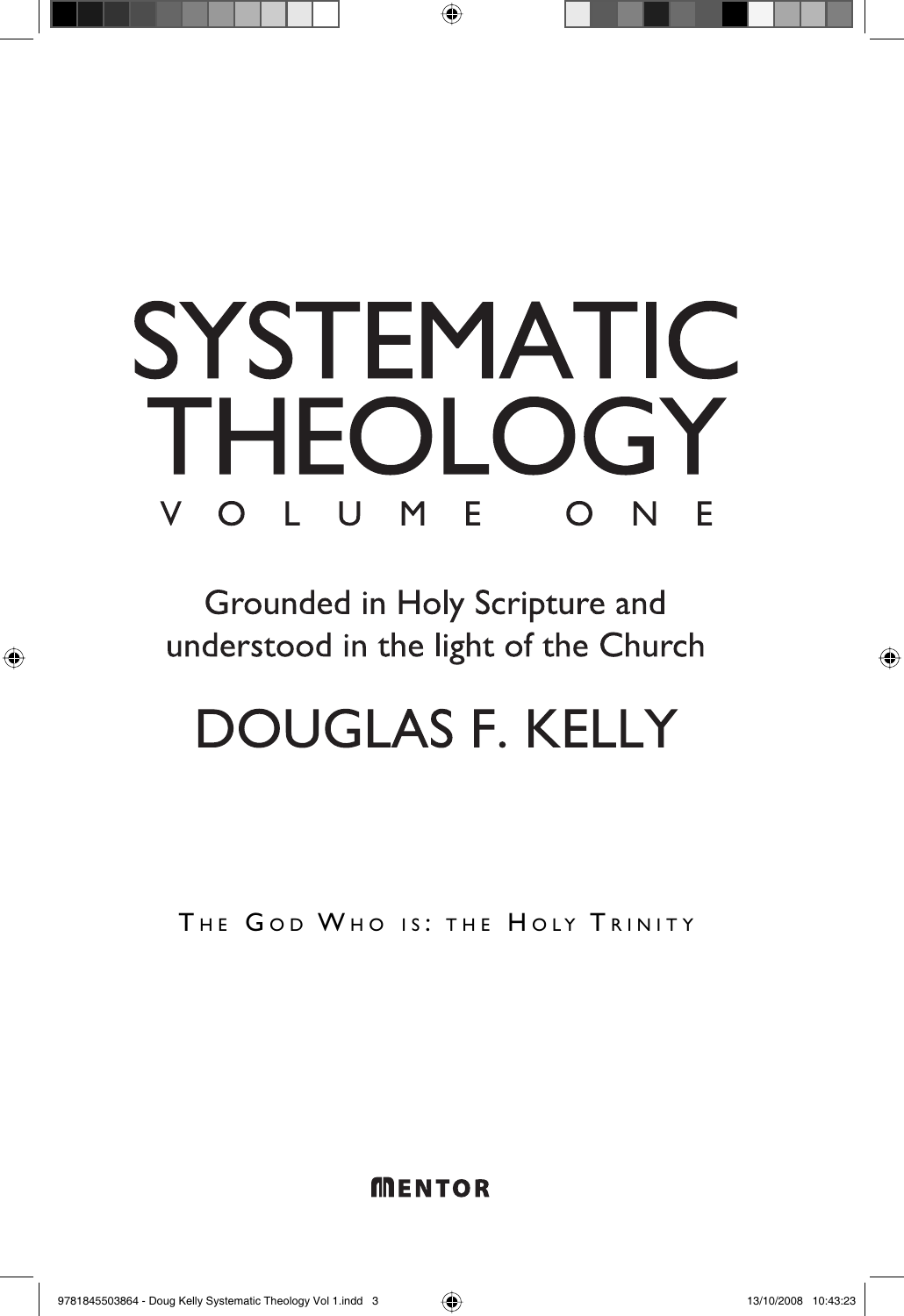# SYSTEMATIC THEOLOGY

## VOLUME ONE

Grounded in Holy Scripture and understood in the light of the Church

## DOUGLAS F. KELLY

THE GOD WHO IS: THE HOLY TRINITY

MENTOR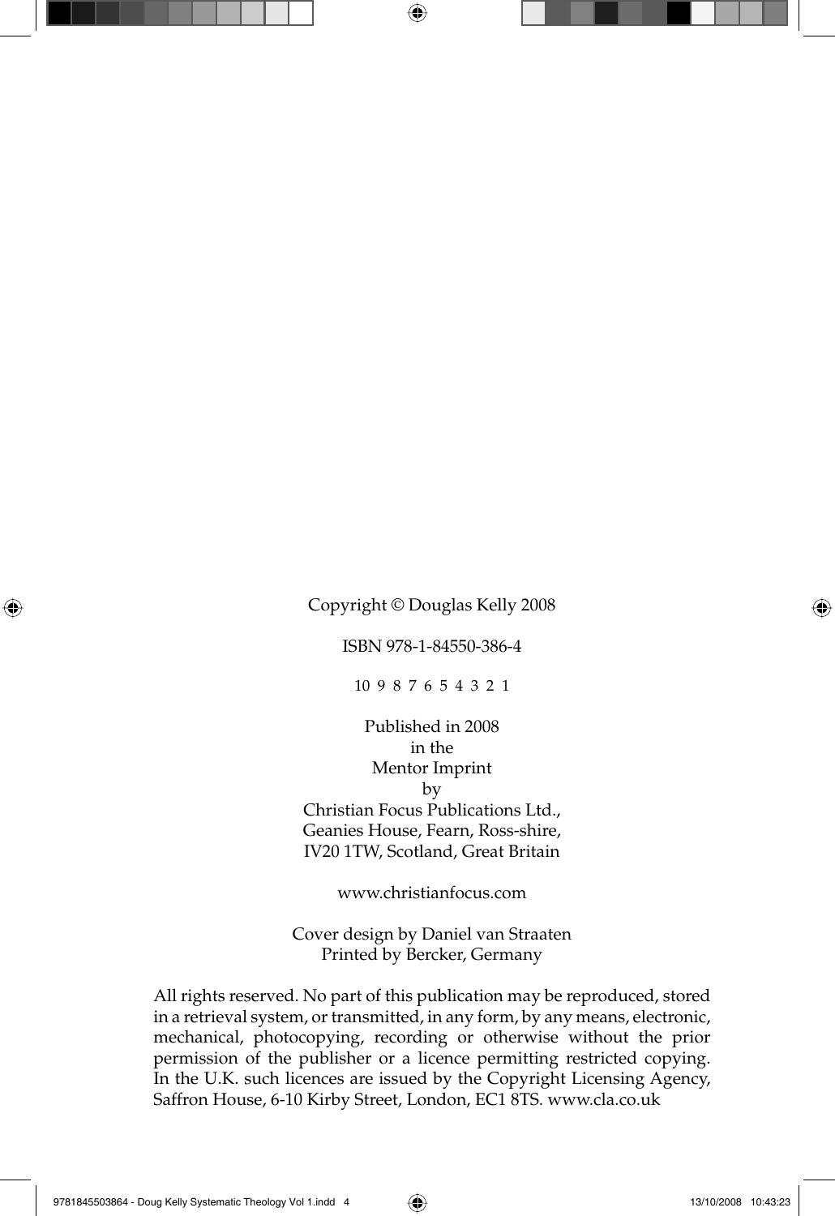Copyright © Douglas Kelly 2008

ISBN 978-1-84550-386-4

10 9 8 7 6 5 4 3 2 1

Published in 2008
in the
Mentor Imprint
by
Christian Focus Publications Ltd.,
Geanies House, Fearn, Ross-shire,
IV20 1TW, Scotland, Great Britain

www.christianfocus.com

Cover design by Daniel van Straaten
Printed by Bercker, Germany

All rights reserved. No part of this publication may be reproduced, stored in a retrieval system, or transmitted, in any form, by any means, electronic, mechanical, photocopying, recording or otherwise without the prior permission of the publisher or a licence permitting restricted copying. In the U.K. such licences are issued by the Copyright Licensing Agency, Saffron House, 6-10 Kirby Street, London, EC1 8TS. www.cla.co.uk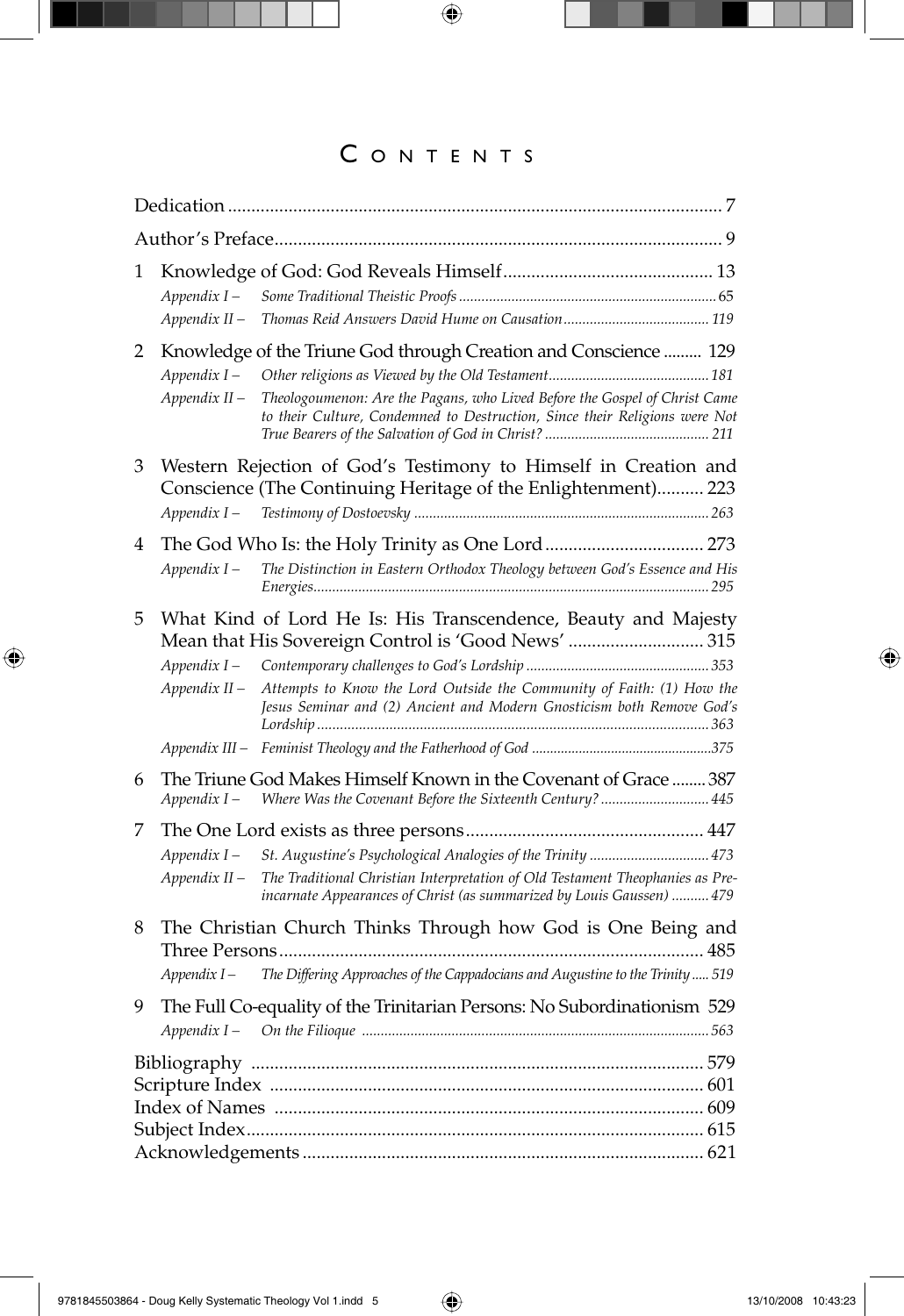# CONTENTS

Dedication ........................................................................................................ 7

Author's Preface.................................................................................................. 9

1 Knowledge of God: God Reveals Himself............................................ 13
   - *Appendix I – Some Traditional Theistic Proofs* .................................................................... 65
   - *Appendix II – Thomas Reid Answers David Hume on Causation* ........................................ 119

2 Knowledge of the Triune God through Creation and Conscience ......... 129
   - *Appendix I – Other religions as Viewed by the Old Testament* ........................................... 181
   - *Appendix II – Theologoumenon: Are the Pagans, who Lived Before the Gospel of Christ Came to their Culture, Condemned to Destruction, Since their Religions were Not True Bearers of the Salvation of God in Christ?* ............................................ 211

3 Western Rejection of God's Testimony to Himself in Creation and Conscience (The Continuing Heritage of the Enlightenment).......... 223
   - *Appendix I – Testimony of Dostoevsky* ................................................................................ 263

4 The God Who Is: the Holy Trinity as One Lord.................................. 273
   - *Appendix I – The Distinction in Eastern Orthodox Theology between God's Essence and His Energies*.............................................................................................................. 295

5 What Kind of Lord He Is: His Transcendence, Beauty and Majesty Mean that His Sovereign Control is 'Good News' ............................ 315
   - *Appendix I – Contemporary challenges to God's Lordship* ................................................. 353
   - *Appendix II – Attempts to Know the Lord Outside the Community of Faith: (1) How the Jesus Seminar and (2) Ancient and Modern Gnosticism both Remove God's Lordship* ......................................................................................................... 363
   - *Appendix III – Feminist Theology and the Fatherhood of God* .................................................375

6 The Triune God Makes Himself Known in the Covenant of Grace ........ 387
   - *Appendix I – Where Was the Covenant Before the Sixteenth Century?* ............................. 445

7 The One Lord exists as three persons.................................................. 447
   - *Appendix I – St. Augustine's Psychological Analogies of the Trinity* ................................ 473
   - *Appendix II – The Traditional Christian Interpretation of Old Testament Theophanies as Pre-incarnate Appearances of Christ (as summarized by Louis Gaussen)* .......... 479

8 The Christian Church Thinks Through how God is One Being and Three Persons........................................................................................ 485
   - *Appendix I – The Differing Approaches of the Cappadocians and Augustine to the Trinity* ..... 519

9 The Full Co-equality of the Trinitarian Persons: No Subordinationism 529
   - *Appendix I – On the Filioque* ............................................................................................ 563

Bibliography ..................................................................................................... 579
Scripture Index ................................................................................................ 601
Index of Names ................................................................................................ 609
Subject Index..................................................................................................... 615
Acknowledgements .......................................................................................... 621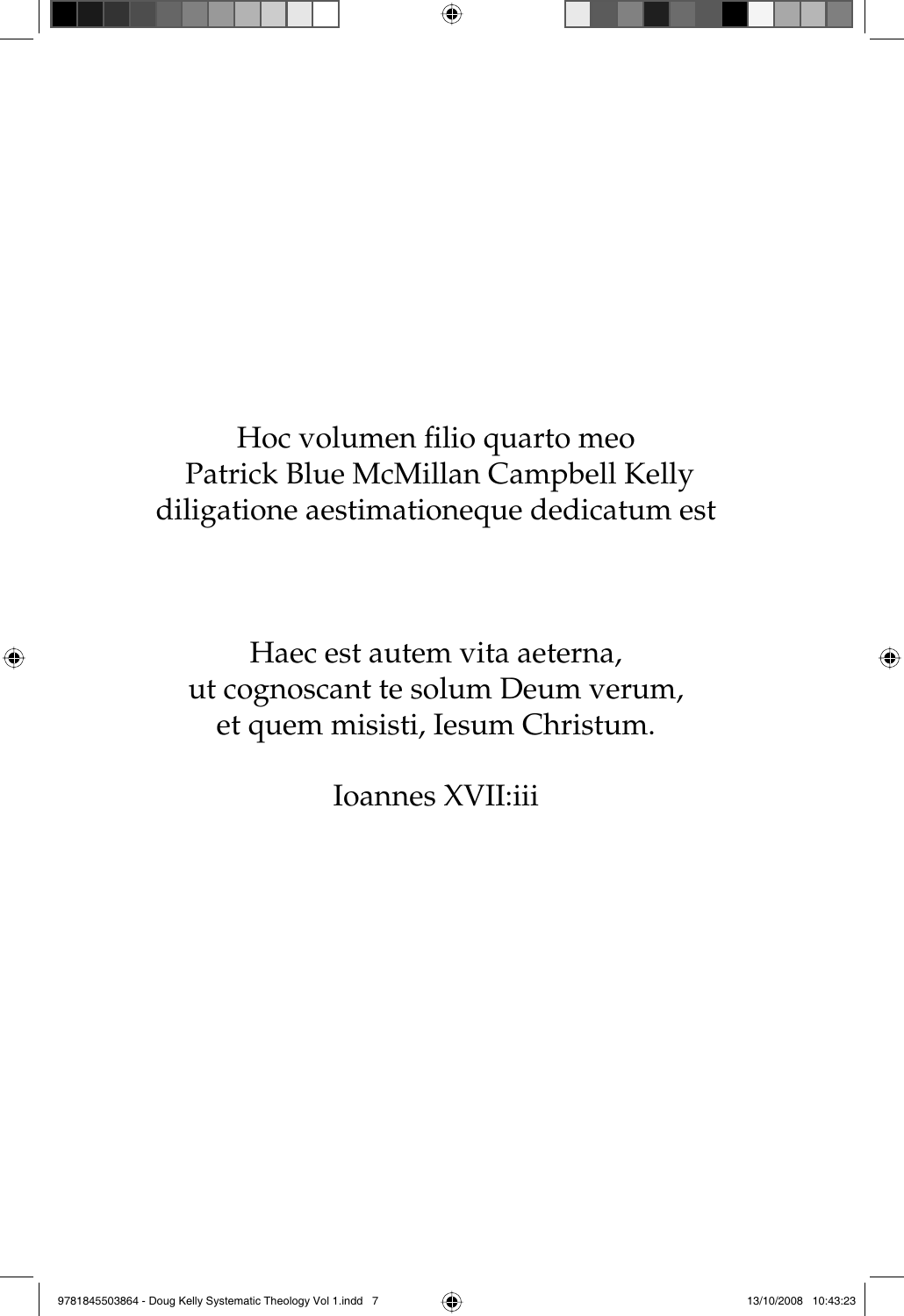Hoc volumen filio quarto meo
Patrick Blue McMillan Campbell Kelly
diligatione aestimationeque dedicatum est

Haec est autem vita aeterna,
ut cognoscant te solum Deum verum,
et quem misisti, Iesum Christum.

Ioannes XVII:iii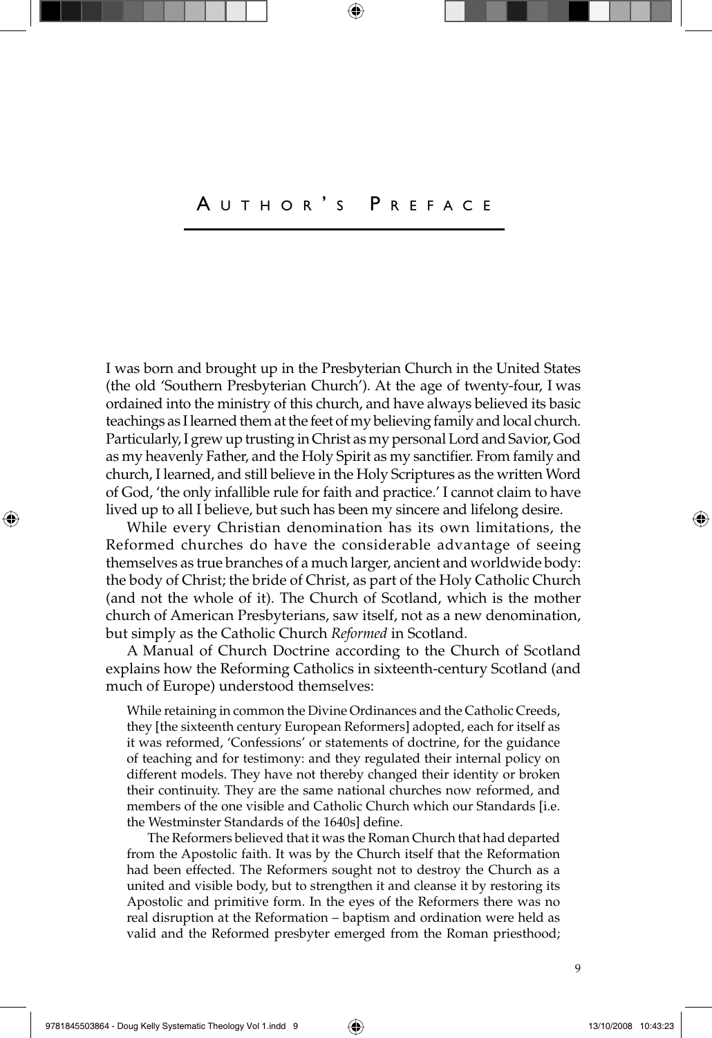# Author's Preface

I was born and brought up in the Presbyterian Church in the United States (the old 'Southern Presbyterian Church'). At the age of twenty-four, I was ordained into the ministry of this church, and have always believed its basic teachings as I learned them at the feet of my believing family and local church. Particularly, I grew up trusting in Christ as my personal Lord and Savior, God as my heavenly Father, and the Holy Spirit as my sanctifier. From family and church, I learned, and still believe in the Holy Scriptures as the written Word of God, 'the only infallible rule for faith and practice.' I cannot claim to have lived up to all I believe, but such has been my sincere and lifelong desire.

While every Christian denomination has its own limitations, the Reformed churches do have the considerable advantage of seeing themselves as true branches of a much larger, ancient and worldwide body: the body of Christ; the bride of Christ, as part of the Holy Catholic Church (and not the whole of it). The Church of Scotland, which is the mother church of American Presbyterians, saw itself, not as a new denomination, but simply as the Catholic Church *Reformed* in Scotland.

A Manual of Church Doctrine according to the Church of Scotland explains how the Reforming Catholics in sixteenth-century Scotland (and much of Europe) understood themselves:

> While retaining in common the Divine Ordinances and the Catholic Creeds, they [the sixteenth century European Reformers] adopted, each for itself as it was reformed, 'Confessions' or statements of doctrine, for the guidance of teaching and for testimony: and they regulated their internal policy on different models. They have not thereby changed their identity or broken their continuity. They are the same national churches now reformed, and members of the one visible and Catholic Church which our Standards [i.e. the Westminster Standards of the 1640s] define.
>
> The Reformers believed that it was the Roman Church that had departed from the Apostolic faith. It was by the Church itself that the Reformation had been effected. The Reformers sought not to destroy the Church as a united and visible body, but to strengthen it and cleanse it by restoring its Apostolic and primitive form. In the eyes of the Reformers there was no real disruption at the Reformation – baptism and ordination were held as valid and the Reformed presbyter emerged from the Roman priesthood;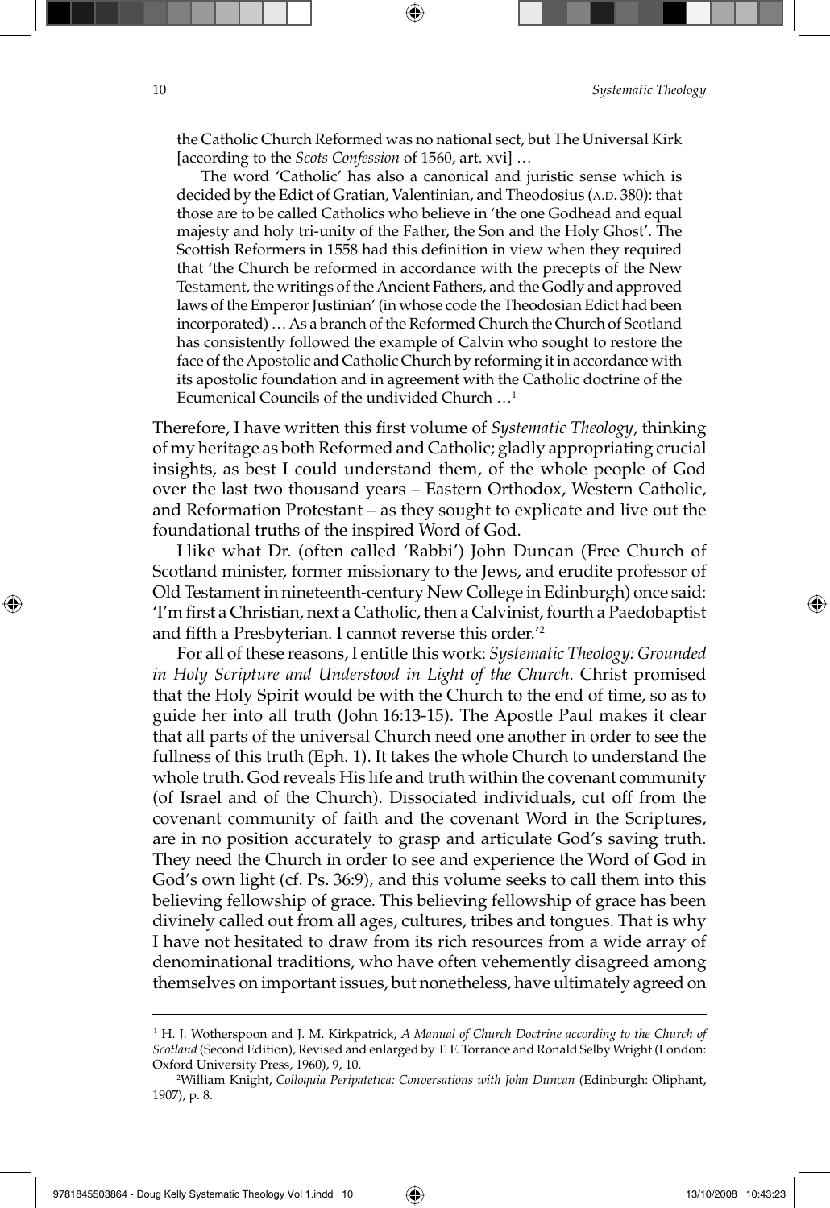> the Catholic Church Reformed was no national sect, but The Universal Kirk [according to the *Scots Confession* of 1560, art. xvi] …
>
> The word 'Catholic' has also a canonical and juristic sense which is decided by the Edict of Gratian, Valentinian, and Theodosius (A.D. 380): that those are to be called Catholics who believe in 'the one Godhead and equal majesty and holy tri-unity of the Father, the Son and the Holy Ghost'. The Scottish Reformers in 1558 had this definition in view when they required that 'the Church be reformed in accordance with the precepts of the New Testament, the writings of the Ancient Fathers, and the Godly and approved laws of the Emperor Justinian' (in whose code the Theodosian Edict had been incorporated) … As a branch of the Reformed Church the Church of Scotland has consistently followed the example of Calvin who sought to restore the face of the Apostolic and Catholic Church by reforming it in accordance with its apostolic foundation and in agreement with the Catholic doctrine of the Ecumenical Councils of the undivided Church …[1]

Therefore, I have written this first volume of *Systematic Theology*, thinking of my heritage as both Reformed and Catholic; gladly appropriating crucial insights, as best I could understand them, of the whole people of God over the last two thousand years – Eastern Orthodox, Western Catholic, and Reformation Protestant – as they sought to explicate and live out the foundational truths of the inspired Word of God.

I like what Dr. (often called 'Rabbi') John Duncan (Free Church of Scotland minister, former missionary to the Jews, and erudite professor of Old Testament in nineteenth-century New College in Edinburgh) once said: 'I'm first a Christian, next a Catholic, then a Calvinist, fourth a Paedobaptist and fifth a Presbyterian. I cannot reverse this order.'[2]

For all of these reasons, I entitle this work: *Systematic Theology: Grounded in Holy Scripture and Understood in Light of the Church*. Christ promised that the Holy Spirit would be with the Church to the end of time, so as to guide her into all truth (John 16:13-15). The Apostle Paul makes it clear that all parts of the universal Church need one another in order to see the fullness of this truth (Eph. 1). It takes the whole Church to understand the whole truth. God reveals His life and truth within the covenant community (of Israel and of the Church). Dissociated individuals, cut off from the covenant community of faith and the covenant Word in the Scriptures, are in no position accurately to grasp and articulate God's saving truth. They need the Church in order to see and experience the Word of God in God's own light (cf. Ps. 36:9), and this volume seeks to call them into this believing fellowship of grace. This believing fellowship of grace has been divinely called out from all ages, cultures, tribes and tongues. That is why I have not hesitated to draw from its rich resources from a wide array of denominational traditions, who have often vehemently disagreed among themselves on important issues, but nonetheless, have ultimately agreed on

---

[1] H. J. Wotherspoon and J. M. Kirkpatrick, *A Manual of Church Doctrine according to the Church of Scotland* (Second Edition), Revised and enlarged by T. F. Torrance and Ronald Selby Wright (London: Oxford University Press, 1960), 9, 10.

[2] William Knight, *Colloquia Peripatetica: Conversations with John Duncan* (Edinburgh: Oliphant, 1907), p. 8.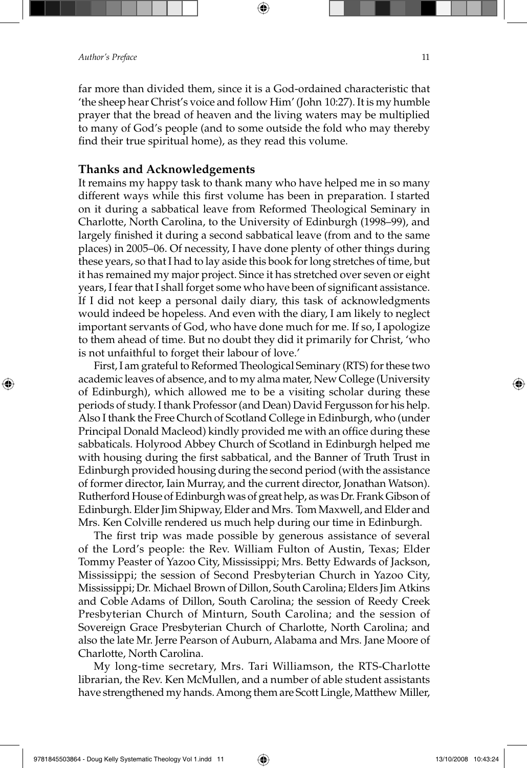far more than divided them, since it is a God-ordained characteristic that 'the sheep hear Christ's voice and follow Him' (John 10:27). It is my humble prayer that the bread of heaven and the living waters may be multiplied to many of God's people (and to some outside the fold who may thereby find their true spiritual home), as they read this volume.

## Thanks and Acknowledgements

It remains my happy task to thank many who have helped me in so many different ways while this first volume has been in preparation. I started on it during a sabbatical leave from Reformed Theological Seminary in Charlotte, North Carolina, to the University of Edinburgh (1998–99), and largely finished it during a second sabbatical leave (from and to the same places) in 2005–06. Of necessity, I have done plenty of other things during these years, so that I had to lay aside this book for long stretches of time, but it has remained my major project. Since it has stretched over seven or eight years, I fear that I shall forget some who have been of significant assistance. If I did not keep a personal daily diary, this task of acknowledgments would indeed be hopeless. And even with the diary, I am likely to neglect important servants of God, who have done much for me. If so, I apologize to them ahead of time. But no doubt they did it primarily for Christ, 'who is not unfaithful to forget their labour of love.'

First, I am grateful to Reformed Theological Seminary (RTS) for these two academic leaves of absence, and to my alma mater, New College (University of Edinburgh), which allowed me to be a visiting scholar during these periods of study. I thank Professor (and Dean) David Fergusson for his help. Also I thank the Free Church of Scotland College in Edinburgh, who (under Principal Donald Macleod) kindly provided me with an office during these sabbaticals. Holyrood Abbey Church of Scotland in Edinburgh helped me with housing during the first sabbatical, and the Banner of Truth Trust in Edinburgh provided housing during the second period (with the assistance of former director, Iain Murray, and the current director, Jonathan Watson). Rutherford House of Edinburgh was of great help, as was Dr. Frank Gibson of Edinburgh. Elder Jim Shipway, Elder and Mrs. Tom Maxwell, and Elder and Mrs. Ken Colville rendered us much help during our time in Edinburgh.

The first trip was made possible by generous assistance of several of the Lord's people: the Rev. William Fulton of Austin, Texas; Elder Tommy Peaster of Yazoo City, Mississippi; Mrs. Betty Edwards of Jackson, Mississippi; the session of Second Presbyterian Church in Yazoo City, Mississippi; Dr. Michael Brown of Dillon, South Carolina; Elders Jim Atkins and Coble Adams of Dillon, South Carolina; the session of Reedy Creek Presbyterian Church of Minturn, South Carolina; and the session of Sovereign Grace Presbyterian Church of Charlotte, North Carolina; and also the late Mr. Jerre Pearson of Auburn, Alabama and Mrs. Jane Moore of Charlotte, North Carolina.

My long-time secretary, Mrs. Tari Williamson, the RTS-Charlotte librarian, the Rev. Ken McMullen, and a number of able student assistants have strengthened my hands. Among them are Scott Lingle, Matthew Miller,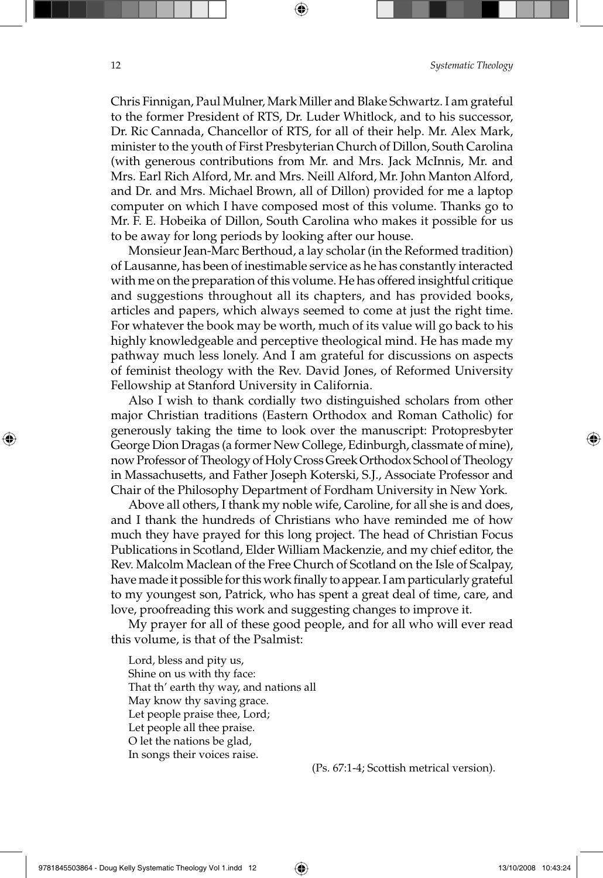Chris Finnigan, Paul Mulner, Mark Miller and Blake Schwartz. I am grateful to the former President of RTS, Dr. Luder Whitlock, and to his successor, Dr. Ric Cannada, Chancellor of RTS, for all of their help. Mr. Alex Mark, minister to the youth of First Presbyterian Church of Dillon, South Carolina (with generous contributions from Mr. and Mrs. Jack McInnis, Mr. and Mrs. Earl Rich Alford, Mr. and Mrs. Neill Alford, Mr. John Manton Alford, and Dr. and Mrs. Michael Brown, all of Dillon) provided for me a laptop computer on which I have composed most of this volume. Thanks go to Mr. F. E. Hobeika of Dillon, South Carolina who makes it possible for us to be away for long periods by looking after our house.

Monsieur Jean-Marc Berthoud, a lay scholar (in the Reformed tradition) of Lausanne, has been of inestimable service as he has constantly interacted with me on the preparation of this volume. He has offered insightful critique and suggestions throughout all its chapters, and has provided books, articles and papers, which always seemed to come at just the right time. For whatever the book may be worth, much of its value will go back to his highly knowledgeable and perceptive theological mind. He has made my pathway much less lonely. And I am grateful for discussions on aspects of feminist theology with the Rev. David Jones, of Reformed University Fellowship at Stanford University in California.

Also I wish to thank cordially two distinguished scholars from other major Christian traditions (Eastern Orthodox and Roman Catholic) for generously taking the time to look over the manuscript: Protopresbyter George Dion Dragas (a former New College, Edinburgh, classmate of mine), now Professor of Theology of Holy Cross Greek Orthodox School of Theology in Massachusetts, and Father Joseph Koterski, S.J., Associate Professor and Chair of the Philosophy Department of Fordham University in New York.

Above all others, I thank my noble wife, Caroline, for all she is and does, and I thank the hundreds of Christians who have reminded me of how much they have prayed for this long project. The head of Christian Focus Publications in Scotland, Elder William Mackenzie, and my chief editor, the Rev. Malcolm Maclean of the Free Church of Scotland on the Isle of Scalpay, have made it possible for this work finally to appear. I am particularly grateful to my youngest son, Patrick, who has spent a great deal of time, care, and love, proofreading this work and suggesting changes to improve it.

My prayer for all of these good people, and for all who will ever read this volume, is that of the Psalmist:

> Lord, bless and pity us,
> Shine on us with thy face:
> That th' earth thy way, and nations all
> May know thy saving grace.
> Let people praise thee, Lord;
> Let people all thee praise.
> O let the nations be glad,
> In songs their voices raise.

(Ps. 67:1-4; Scottish metrical version).